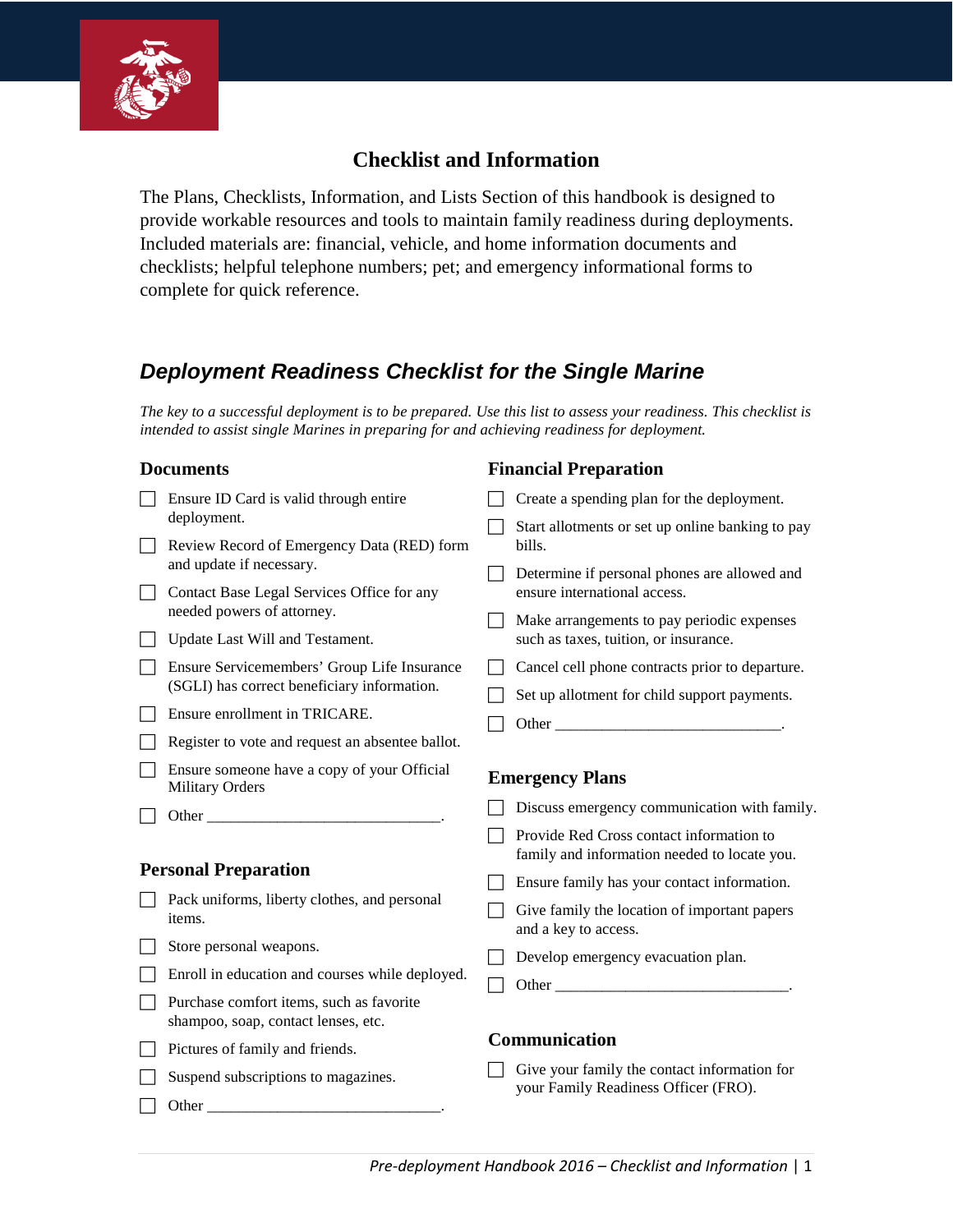# Checklist and Information

The Plans, Checklists, Information, and Lists Section of this handbook is designed to provide workable resources and tools to maintain family readiness during deployments. Included materials are: financial, vehicle, and home information documents and checklists; helpful telephone numbers; pet; and emergency informational forms to complete for quick reference.

## *Deployment Readiness Checklist for the Single Marine*

*The key to a successful deployment is to be prepared. Use this list to assess your readiness. This checklist is intended to assist single Marines in preparing for and achieving readiness for deployment.*

### Documents

- [ ] Ensure ID Card is valid through entire deployment.
- [ ] Review Record of Emergency Data (RED) form and update if necessary.
- [ ] Contact Base Legal Services Office for any needed powers of attorney.
- [ ] Update Last Will and Testament.
- [ ] Ensure Servicemembers' Group Life Insurance (SGLI) has correct beneficiary information.
- [ ] Ensure enrollment in TRICARE.
- [ ] Register to vote and request an absentee ballot.
- [ ] Ensure someone have a copy of your Official Military Orders
- [ ] Other ______________________________.

### Personal Preparation

- [ ] Pack uniforms, liberty clothes, and personal items.
- [ ] Store personal weapons.
- [ ] Enroll in education and courses while deployed.
- [ ] Purchase comfort items, such as favorite shampoo, soap, contact lenses, etc.
- [ ] Pictures of family and friends.
- [ ] Suspend subscriptions to magazines.
- [ ] Other ______________________________.

### Financial Preparation

- [ ] Create a spending plan for the deployment.
- [ ] Start allotments or set up online banking to pay bills.
- [ ] Determine if personal phones are allowed and ensure international access.
- [ ] Make arrangements to pay periodic expenses such as taxes, tuition, or insurance.
- [ ] Cancel cell phone contracts prior to departure.
- [ ] Set up allotment for child support payments.
- [ ] Other ______________________________.

### Emergency Plans

- [ ] Discuss emergency communication with family.
- [ ] Provide Red Cross contact information to family and information needed to locate you.
- [ ] Ensure family has your contact information.
- [ ] Give family the location of important papers and a key to access.
- [ ] Develop emergency evacuation plan.
- [ ] Other ______________________________.

### Communication

- [ ] Give your family the contact information for your Family Readiness Officer (FRO).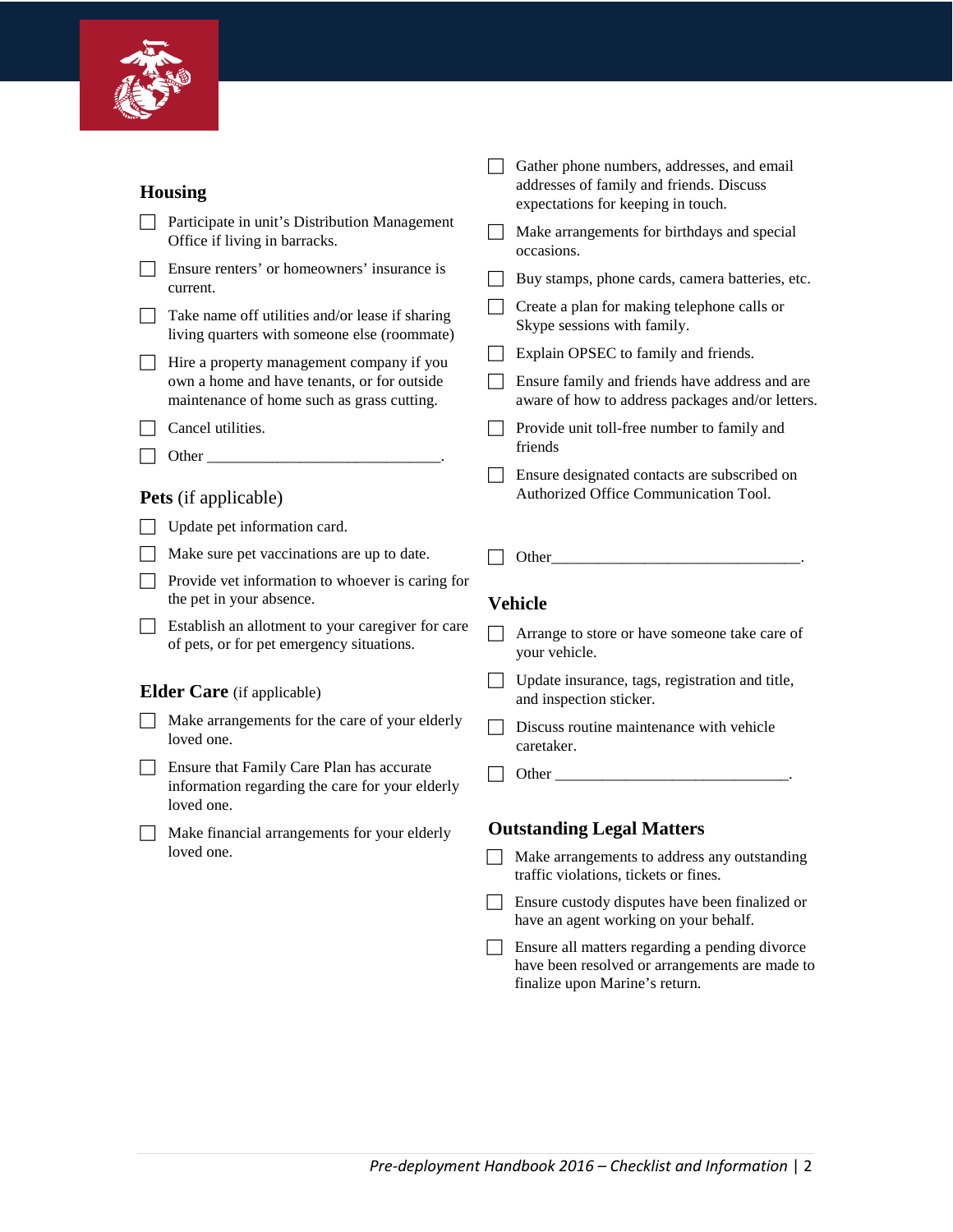## Housing

- [ ] Participate in unit's Distribution Management Office if living in barracks.
- [ ] Ensure renters' or homeowners' insurance is current.
- [ ] Take name off utilities and/or lease if sharing living quarters with someone else (roommate)
- [ ] Hire a property management company if you own a home and have tenants, or for outside maintenance of home such as grass cutting.
- [ ] Cancel utilities.
- [ ] Other ______________________________.

## **Pets** (if applicable)

- [ ] Update pet information card.
- [ ] Make sure pet vaccinations are up to date.
- [ ] Provide vet information to whoever is caring for the pet in your absence.
- [ ] Establish an allotment to your caregiver for care of pets, or for pet emergency situations.

## **Elder Care** (if applicable)

- [ ] Make arrangements for the care of your elderly loved one.
- [ ] Ensure that Family Care Plan has accurate information regarding the care for your elderly loved one.
- [ ] Make financial arrangements for your elderly loved one.

- [ ] Gather phone numbers, addresses, and email addresses of family and friends. Discuss expectations for keeping in touch.
- [ ] Make arrangements for birthdays and special occasions.
- [ ] Buy stamps, phone cards, camera batteries, etc.
- [ ] Create a plan for making telephone calls or Skype sessions with family.
- [ ] Explain OPSEC to family and friends.
- [ ] Ensure family and friends have address and are aware of how to address packages and/or letters.
- [ ] Provide unit toll-free number to family and friends
- [ ] Ensure designated contacts are subscribed on Authorized Office Communication Tool.
- [ ] Other________________________________.

## Vehicle

- [ ] Arrange to store or have someone take care of your vehicle.
- [ ] Update insurance, tags, registration and title, and inspection sticker.
- [ ] Discuss routine maintenance with vehicle caretaker.
- [ ] Other ______________________________.

## Outstanding Legal Matters

- [ ] Make arrangements to address any outstanding traffic violations, tickets or fines.
- [ ] Ensure custody disputes have been finalized or have an agent working on your behalf.
- [ ] Ensure all matters regarding a pending divorce have been resolved or arrangements are made to finalize upon Marine's return.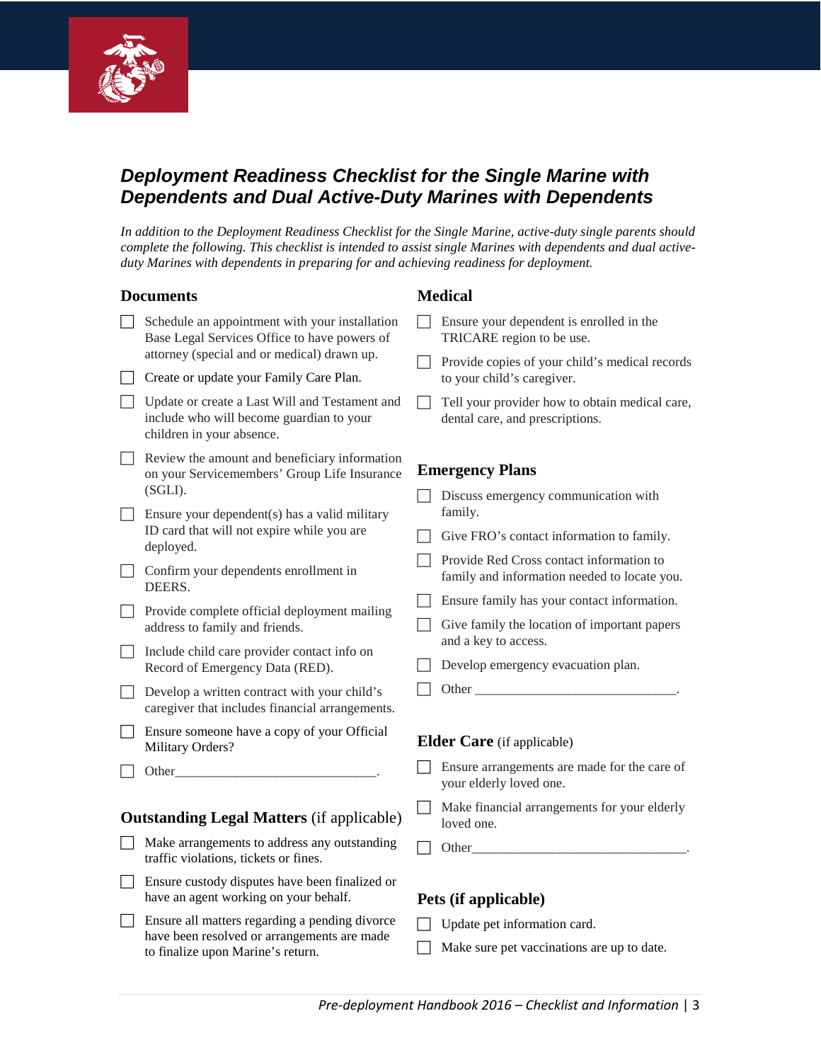## *Deployment Readiness Checklist for the Single Marine with Dependents and Dual Active-Duty Marines with Dependents*

*In addition to the Deployment Readiness Checklist for the Single Marine, active-duty single parents should complete the following. This checklist is intended to assist single Marines with dependents and dual active-duty Marines with dependents in preparing for and achieving readiness for deployment.*

### Documents

- ☐ Schedule an appointment with your installation Base Legal Services Office to have powers of attorney (special and or medical) drawn up.
- ☐ Create or update your Family Care Plan.
- ☐ Update or create a Last Will and Testament and include who will become guardian to your children in your absence.
- ☐ Review the amount and beneficiary information on your Servicemembers' Group Life Insurance (SGLI).
- ☐ Ensure your dependent(s) has a valid military ID card that will not expire while you are deployed.
- ☐ Confirm your dependents enrollment in DEERS.
- ☐ Provide complete official deployment mailing address to family and friends.
- ☐ Include child care provider contact info on Record of Emergency Data (RED).
- ☐ Develop a written contract with your child's caregiver that includes financial arrangements.
- ☐ Ensure someone have a copy of your Official Military Orders?
- ☐ Other______________________________.

### Outstanding Legal Matters (if applicable)

- ☐ Make arrangements to address any outstanding traffic violations, tickets or fines.
- ☐ Ensure custody disputes have been finalized or have an agent working on your behalf.
- ☐ Ensure all matters regarding a pending divorce have been resolved or arrangements are made to finalize upon Marine's return.

### Medical

- ☐ Ensure your dependent is enrolled in the TRICARE region to be use.
- ☐ Provide copies of your child's medical records to your child's caregiver.
- ☐ Tell your provider how to obtain medical care, dental care, and prescriptions.

### Emergency Plans

- ☐ Discuss emergency communication with family.
- ☐ Give FRO's contact information to family.
- ☐ Provide Red Cross contact information to family and information needed to locate you.
- ☐ Ensure family has your contact information.
- ☐ Give family the location of important papers and a key to access.
- ☐ Develop emergency evacuation plan.
- ☐ Other ______________________________.

### Elder Care (if applicable)

- ☐ Ensure arrangements are made for the care of your elderly loved one.
- ☐ Make financial arrangements for your elderly loved one.
- ☐ Other________________________________.

### Pets (if applicable)

- ☐ Update pet information card.
- ☐ Make sure pet vaccinations are up to date.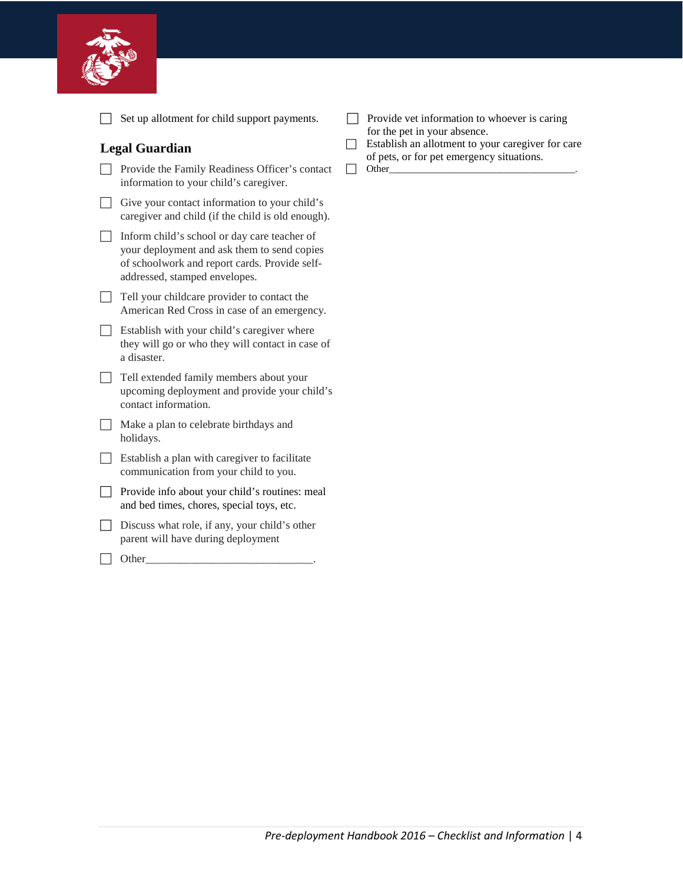- [ ] Set up allotment for child support payments.

## Legal Guardian

- [ ] Provide the Family Readiness Officer's contact information to your child's caregiver.
- [ ] Give your contact information to your child's caregiver and child (if the child is old enough).
- [ ] Inform child's school or day care teacher of your deployment and ask them to send copies of schoolwork and report cards. Provide self-addressed, stamped envelopes.
- [ ] Tell your childcare provider to contact the American Red Cross in case of an emergency.
- [ ] Establish with your child's caregiver where they will go or who they will contact in case of a disaster.
- [ ] Tell extended family members about your upcoming deployment and provide your child's contact information.
- [ ] Make a plan to celebrate birthdays and holidays.
- [ ] Establish a plan with caregiver to facilitate communication from your child to you.
- [ ] Provide info about your child's routines: meal and bed times, chores, special toys, etc.
- [ ] Discuss what role, if any, your child's other parent will have during deployment
- [ ] Other______________________________.

- [ ] Provide vet information to whoever is caring for the pet in your absence.
- [ ] Establish an allotment to your caregiver for care of pets, or for pet emergency situations.
- [ ] Other___________________________________.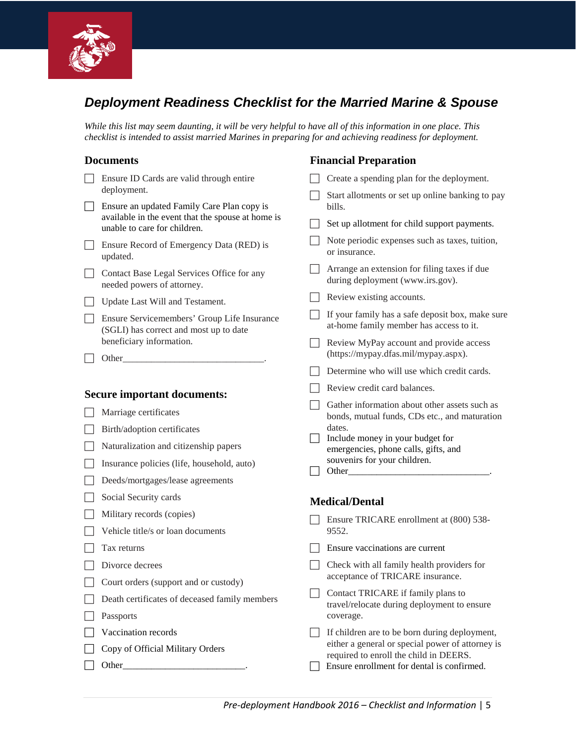# *Deployment Readiness Checklist for the Married Marine & Spouse*

*While this list may seem daunting, it will be very helpful to have all of this information in one place. This checklist is intended to assist married Marines in preparing for and achieving readiness for deployment.*

## Documents

- [ ] Ensure ID Cards are valid through entire deployment.
- [ ] Ensure an updated Family Care Plan copy is available in the event that the spouse at home is unable to care for children.
- [ ] Ensure Record of Emergency Data (RED) is updated.
- [ ] Contact Base Legal Services Office for any needed powers of attorney.
- [ ] Update Last Will and Testament.
- [ ] Ensure Servicemembers' Group Life Insurance (SGLI) has correct and most up to date beneficiary information.
- [ ] Other______________________________.

## Secure important documents:

- [ ] Marriage certificates
- [ ] Birth/adoption certificates
- [ ] Naturalization and citizenship papers
- [ ] Insurance policies (life, household, auto)
- [ ] Deeds/mortgages/lease agreements
- [ ] Social Security cards
- [ ] Military records (copies)
- [ ] Vehicle title/s or loan documents
- [ ] Tax returns
- [ ] Divorce decrees
- [ ] Court orders (support and or custody)
- [ ] Death certificates of deceased family members
- [ ] Passports
- [ ] Vaccination records
- [ ] Copy of Official Military Orders
- [ ] Other__________________________.

## Financial Preparation

- [ ] Create a spending plan for the deployment.
- [ ] Start allotments or set up online banking to pay bills.
- [ ] Set up allotment for child support payments.
- [ ] Note periodic expenses such as taxes, tuition, or insurance.
- [ ] Arrange an extension for filing taxes if due during deployment (www.irs.gov).
- [ ] Review existing accounts.
- [ ] If your family has a safe deposit box, make sure at-home family member has access to it.
- [ ] Review MyPay account and provide access (https://mypay.dfas.mil/mypay.aspx).
- [ ] Determine who will use which credit cards.
- [ ] Review credit card balances.
- [ ] Gather information about other assets such as bonds, mutual funds, CDs etc., and maturation dates.
- [ ] Include money in your budget for emergencies, phone calls, gifts, and souvenirs for your children.
- [ ] Other______________________________.

## Medical/Dental

- [ ] Ensure TRICARE enrollment at (800) 538-9552.
- [ ] Ensure vaccinations are current
- [ ] Check with all family health providers for acceptance of TRICARE insurance.
- [ ] Contact TRICARE if family plans to travel/relocate during deployment to ensure coverage.
- [ ] If children are to be born during deployment, either a general or special power of attorney is required to enroll the child in DEERS.
- [ ] Ensure enrollment for dental is confirmed.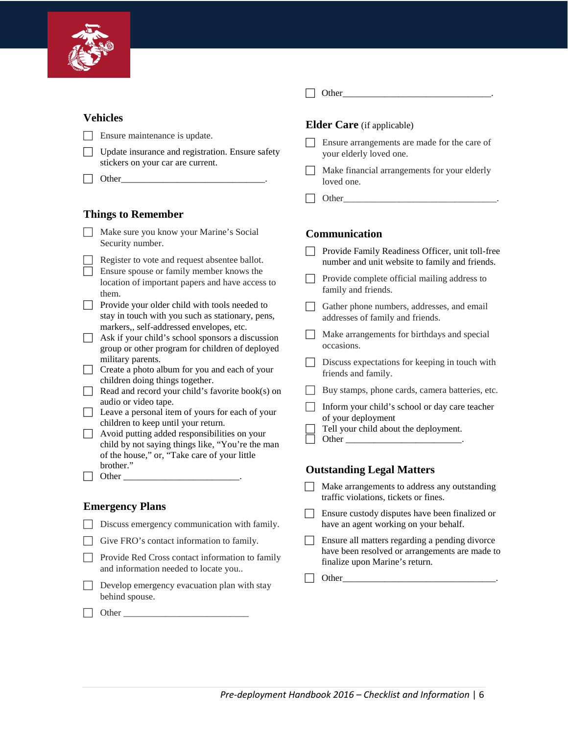- [ ] Other________________________________.

### Vehicles

- [ ] Ensure maintenance is update.
- [ ] Update insurance and registration. Ensure safety stickers on your car are current.
- [ ] Other________________________________.

### Things to Remember

- [ ] Make sure you know your Marine's Social Security number.
- [ ] Register to vote and request absentee ballot.
- [ ] Ensure spouse or family member knows the location of important papers and have access to them.
- [ ] Provide your older child with tools needed to stay in touch with you such as stationary, pens, markers,, self-addressed envelopes, etc.
- [ ] Ask if your child's school sponsors a discussion group or other program for children of deployed military parents.
- [ ] Create a photo album for you and each of your children doing things together.
- [ ] Read and record your child's favorite book(s) on audio or video tape.
- [ ] Leave a personal item of yours for each of your children to keep until your return.
- [ ] Avoid putting added responsibilities on your child by not saying things like, "You're the man of the house," or, "Take care of your little brother."
- [ ] Other __________________________.

### Emergency Plans

- [ ] Discuss emergency communication with family.
- [ ] Give FRO's contact information to family.
- [ ] Provide Red Cross contact information to family and information needed to locate you..
- [ ] Develop emergency evacuation plan with stay behind spouse.
- [ ] Other ____________________________

### Elder Care (if applicable)

- [ ] Ensure arrangements are made for the care of your elderly loved one.
- [ ] Make financial arrangements for your elderly loved one.
- [ ] Other__________________________________.

### Communication

- [ ] Provide Family Readiness Officer, unit toll-free number and unit website to family and friends.
- [ ] Provide complete official mailing address to family and friends.
- [ ] Gather phone numbers, addresses, and email addresses of family and friends.
- [ ] Make arrangements for birthdays and special occasions.
- [ ] Discuss expectations for keeping in touch with friends and family.
- [ ] Buy stamps, phone cards, camera batteries, etc.
- [ ] Inform your child's school or day care teacher of your deployment
- [ ] Tell your child about the deployment.
- [ ] Other __________________________.

### Outstanding Legal Matters

- [ ] Make arrangements to address any outstanding traffic violations, tickets or fines.
- [ ] Ensure custody disputes have been finalized or have an agent working on your behalf.
- [ ] Ensure all matters regarding a pending divorce have been resolved or arrangements are made to finalize upon Marine's return.
- [ ] Other__________________________________.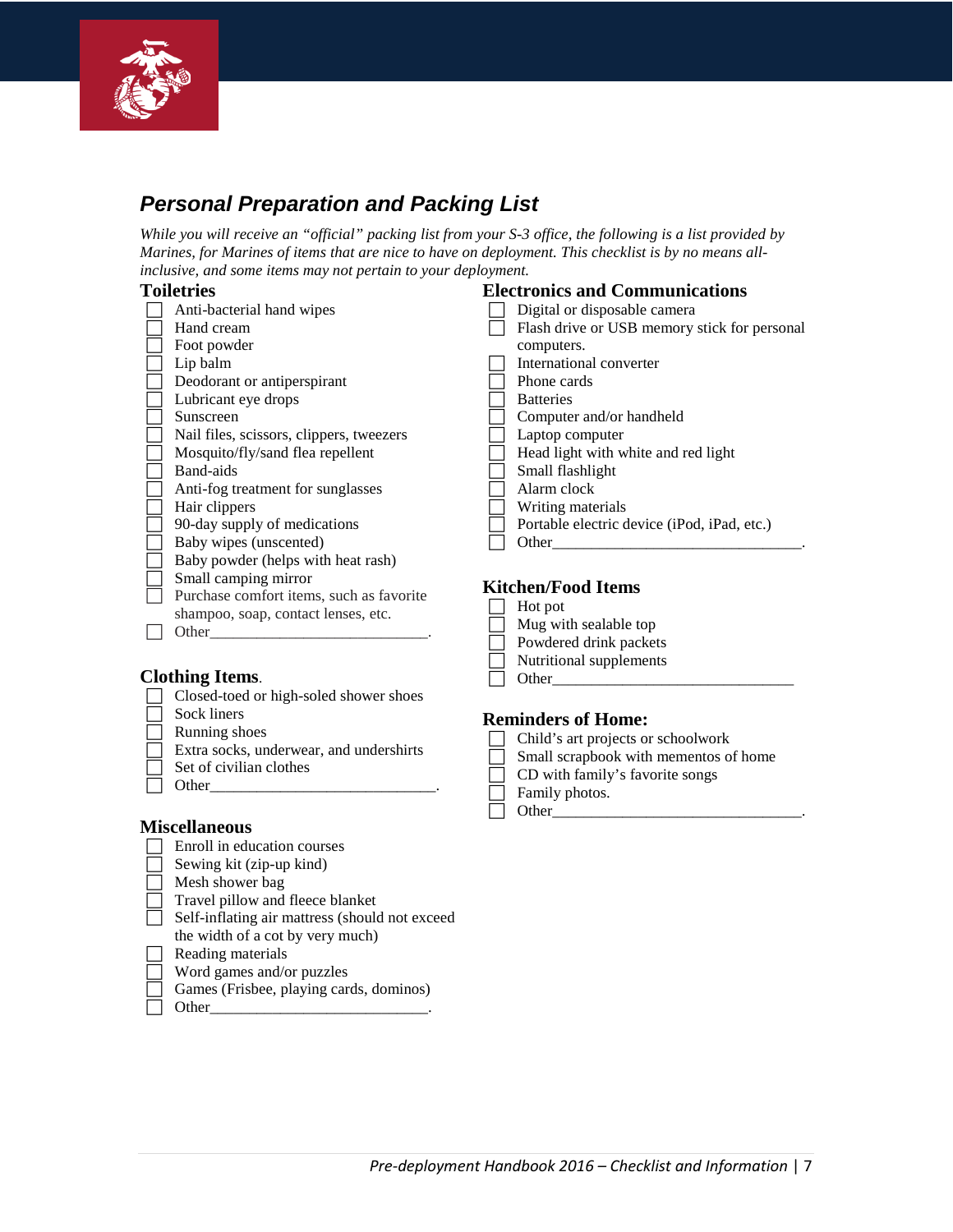## *Personal Preparation and Packing List*

*While you will receive an "official" packing list from your S-3 office, the following is a list provided by Marines, for Marines of items that are nice to have on deployment. This checklist is by no means all-inclusive, and some items may not pertain to your deployment.*

### Toiletries

- ☐ Anti-bacterial hand wipes
- ☐ Hand cream
- ☐ Foot powder
- ☐ Lip balm
- ☐ Deodorant or antiperspirant
- ☐ Lubricant eye drops
- ☐ Sunscreen
- ☐ Nail files, scissors, clippers, tweezers
- ☐ Mosquito/fly/sand flea repellent
- ☐ Band-aids
- ☐ Anti-fog treatment for sunglasses
- ☐ Hair clippers
- ☐ 90-day supply of medications
- ☐ Baby wipes (unscented)
- ☐ Baby powder (helps with heat rash)
- ☐ Small camping mirror
- ☐ Purchase comfort items, such as favorite shampoo, soap, contact lenses, etc.
- ☐ Other____________________________.

### Clothing Items.

- ☐ Closed-toed or high-soled shower shoes
- ☐ Sock liners
- ☐ Running shoes
- ☐ Extra socks, underwear, and undershirts
- ☐ Set of civilian clothes
- ☐ Other_____________________________.

### Miscellaneous

- ☐ Enroll in education courses
- ☐ Sewing kit (zip-up kind)
- ☐ Mesh shower bag
- ☐ Travel pillow and fleece blanket
- ☐ Self-inflating air mattress (should not exceed the width of a cot by very much)
- ☐ Reading materials
- ☐ Word games and/or puzzles
- ☐ Games (Frisbee, playing cards, dominos)
- ☐ Other____________________________.

### Electronics and Communications

- ☐ Digital or disposable camera
- ☐ Flash drive or USB memory stick for personal computers.
- ☐ International converter
- ☐ Phone cards
- ☐ Batteries
- ☐ Computer and/or handheld
- ☐ Laptop computer
- ☐ Head light with white and red light
- ☐ Small flashlight
- ☐ Alarm clock
- ☐ Writing materials
- ☐ Portable electric device (iPod, iPad, etc.)
- ☐ Other________________________________.

### Kitchen/Food Items

- ☐ Hot pot
- ☐ Mug with sealable top
- ☐ Powdered drink packets
- ☐ Nutritional supplements
- ☐ Other_______________________________

### Reminders of Home:

- ☐ Child's art projects or schoolwork
- ☐ Small scrapbook with mementos of home
- ☐ CD with family's favorite songs
- ☐ Family photos.
- ☐ Other________________________________.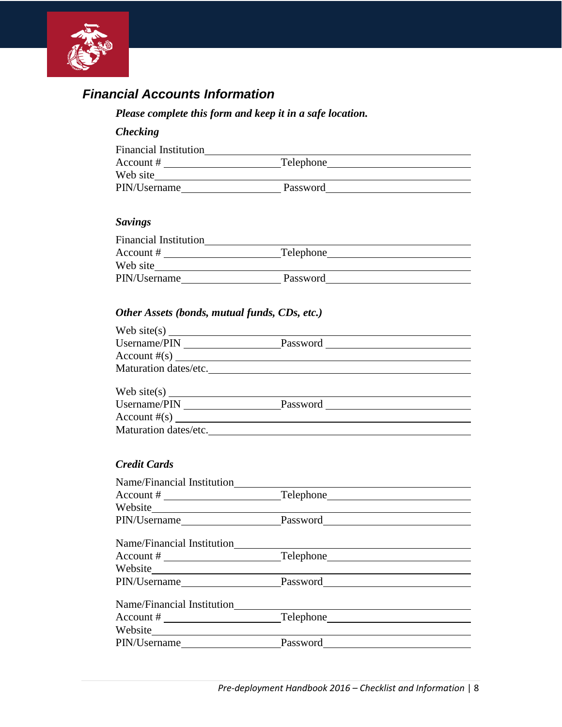## Financial Accounts Information

***Please complete this form and keep it in a safe location.***

### *Checking*

Financial Institution________________________________________________
Account # ____________________ Telephone_________________________
Web site____________________________________________________
PIN/Username_________________ Password_________________________

### *Savings*

Financial Institution________________________________________________
Account # ____________________ Telephone_________________________
Web site____________________________________________________
PIN/Username_________________ Password_________________________

### *Other Assets (bonds, mutual funds, CDs, etc.)*

Web site(s) __________________________________________________
Username/PIN _________________ Password _________________________
Account #(s) __________________________________________________
Maturation dates/etc.___________________________________________

Web site(s) __________________________________________________
Username/PIN _________________ Password _________________________
Account #(s) __________________________________________________
Maturation dates/etc.___________________________________________

### *Credit Cards*

Name/Financial Institution___________________________________________
Account # ____________________ Telephone_________________________
Website_____________________________________________________
PIN/Username_________________ Password_________________________

Name/Financial Institution___________________________________________
Account # ____________________ Telephone_________________________
Website_____________________________________________________
PIN/Username_________________ Password_________________________

Name/Financial Institution___________________________________________
Account # ____________________ Telephone_________________________
Website_____________________________________________________
PIN/Username_________________ Password_________________________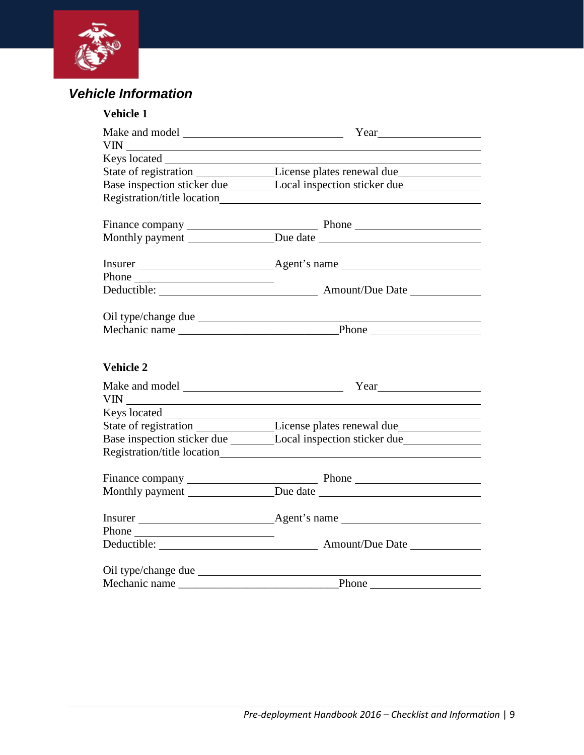## *Vehicle Information*

### Vehicle 1

Make and model ______________________________ Year ________________

VIN ______________________________________________________________

Keys located _______________________________________________________

State of registration ______________ License plates renewal due______________

Base inspection sticker due ________ Local inspection sticker due_____________

Registration/title location___________________________________________

Finance company _______________________ Phone _______________________

Monthly payment _______________ Due date ____________________________

Insurer ________________________ Agent's name __________________________

Phone __________________________

Deductible: ______________________________ Amount/Due Date _____________

Oil type/change due ___________________________________________________

Mechanic name ____________________________ Phone ___________________

### Vehicle 2

Make and model ______________________________ Year ________________

VIN ______________________________________________________________

Keys located _______________________________________________________

State of registration ______________ License plates renewal due______________

Base inspection sticker due ________ Local inspection sticker due_____________

Registration/title location___________________________________________

Finance company _______________________ Phone _______________________

Monthly payment _______________ Due date ____________________________

Insurer ________________________ Agent's name __________________________

Phone __________________________

Deductible: ______________________________ Amount/Due Date _____________

Oil type/change due ___________________________________________________

Mechanic name ____________________________ Phone ___________________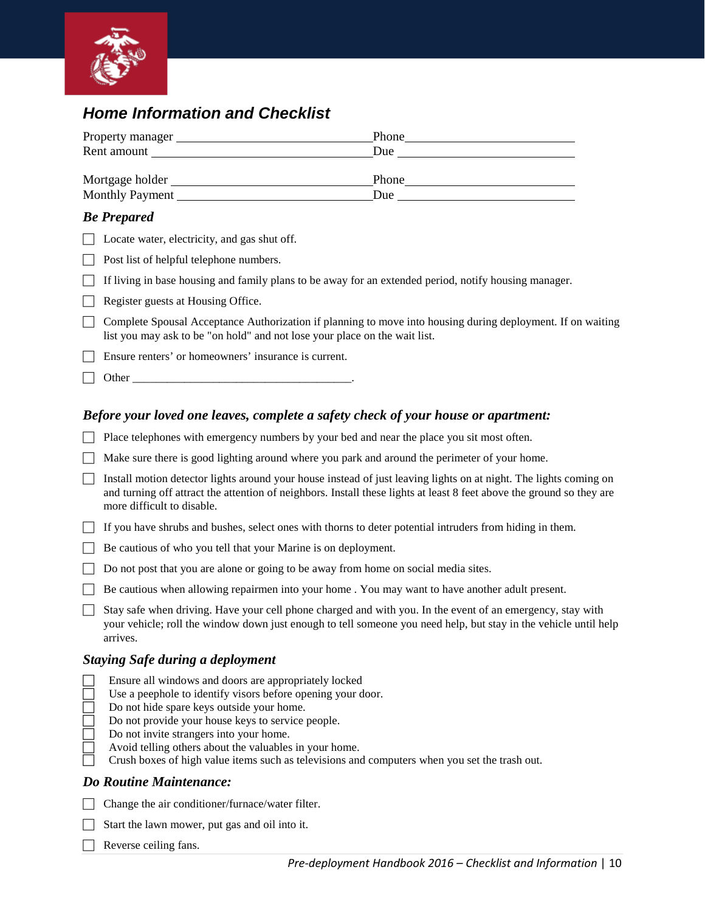## Home Information and Checklist

Property manager ______________________________ Phone ______________________________
Rent amount ______________________________ Due ______________________________

Mortgage holder ______________________________ Phone ______________________________
Monthly Payment ______________________________ Due ______________________________

### *Be Prepared*

- ☐ Locate water, electricity, and gas shut off.
- ☐ Post list of helpful telephone numbers.
- ☐ If living in base housing and family plans to be away for an extended period, notify housing manager.
- ☐ Register guests at Housing Office.
- ☐ Complete Spousal Acceptance Authorization if planning to move into housing during deployment. If on waiting list you may ask to be "on hold" and not lose your place on the wait list.
- ☐ Ensure renters' or homeowners' insurance is current.
- ☐ Other ______________________________________.

### *Before your loved one leaves, complete a safety check of your house or apartment:*

- ☐ Place telephones with emergency numbers by your bed and near the place you sit most often.
- ☐ Make sure there is good lighting around where you park and around the perimeter of your home.
- ☐ Install motion detector lights around your house instead of just leaving lights on at night. The lights coming on and turning off attract the attention of neighbors. Install these lights at least 8 feet above the ground so they are more difficult to disable.
- ☐ If you have shrubs and bushes, select ones with thorns to deter potential intruders from hiding in them.
- ☐ Be cautious of who you tell that your Marine is on deployment.
- ☐ Do not post that you are alone or going to be away from home on social media sites.
- ☐ Be cautious when allowing repairmen into your home . You may want to have another adult present.
- ☐ Stay safe when driving. Have your cell phone charged and with you. In the event of an emergency, stay with your vehicle; roll the window down just enough to tell someone you need help, but stay in the vehicle until help arrives.

### *Staying Safe during a deployment*

- ☐ Ensure all windows and doors are appropriately locked
- ☐ Use a peephole to identify visors before opening your door.
- ☐ Do not hide spare keys outside your home.
- ☐ Do not provide your house keys to service people.
- ☐ Do not invite strangers into your home.
- ☐ Avoid telling others about the valuables in your home.
- ☐ Crush boxes of high value items such as televisions and computers when you set the trash out.

### *Do Routine Maintenance:*

- ☐ Change the air conditioner/furnace/water filter.
- ☐ Start the lawn mower, put gas and oil into it.
- ☐ Reverse ceiling fans.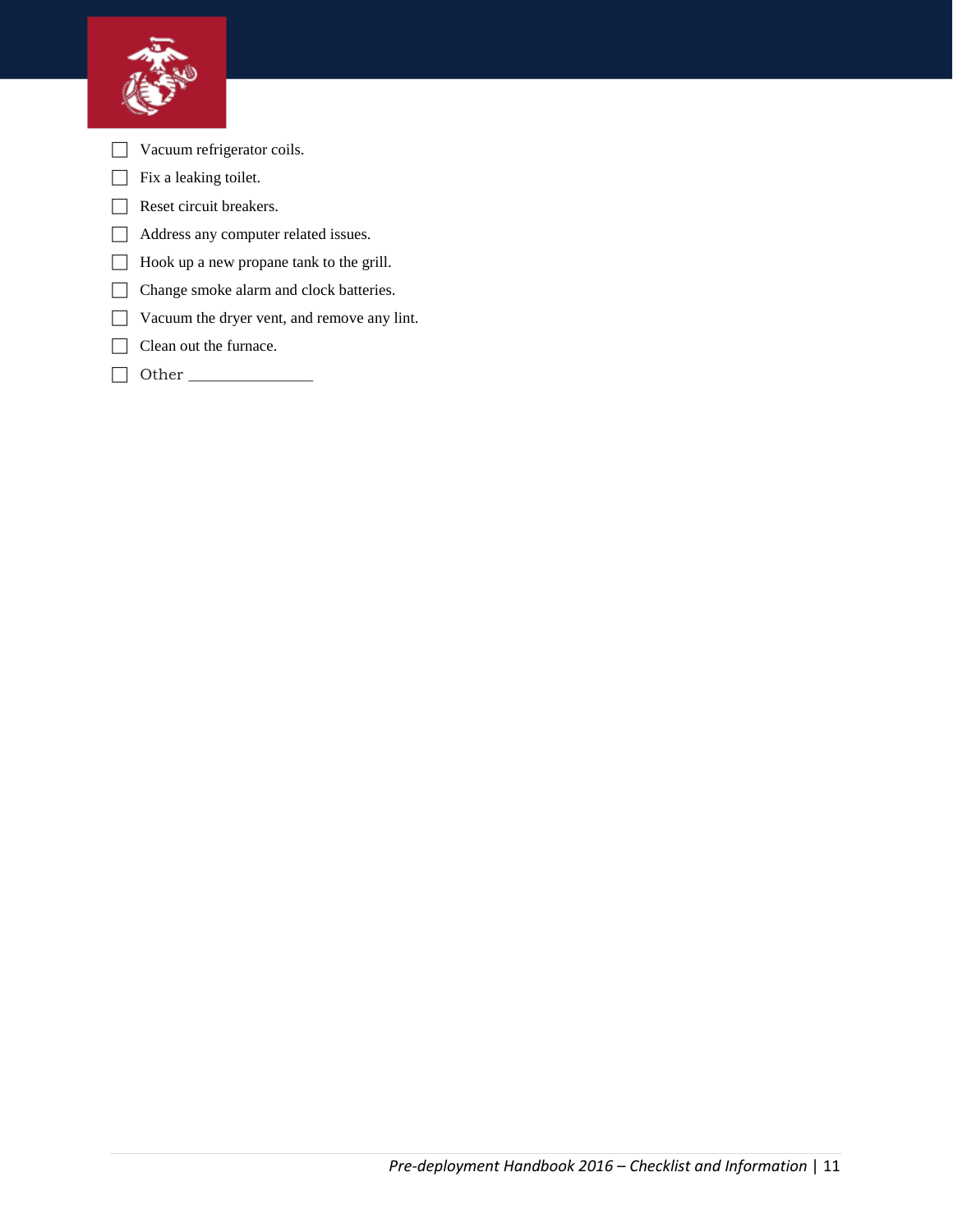- [ ] Vacuum refrigerator coils.
- [ ] Fix a leaking toilet.
- [ ] Reset circuit breakers.
- [ ] Address any computer related issues.
- [ ] Hook up a new propane tank to the grill.
- [ ] Change smoke alarm and clock batteries.
- [ ] Vacuum the dryer vent, and remove any lint.
- [ ] Clean out the furnace.
- [ ] Other _______________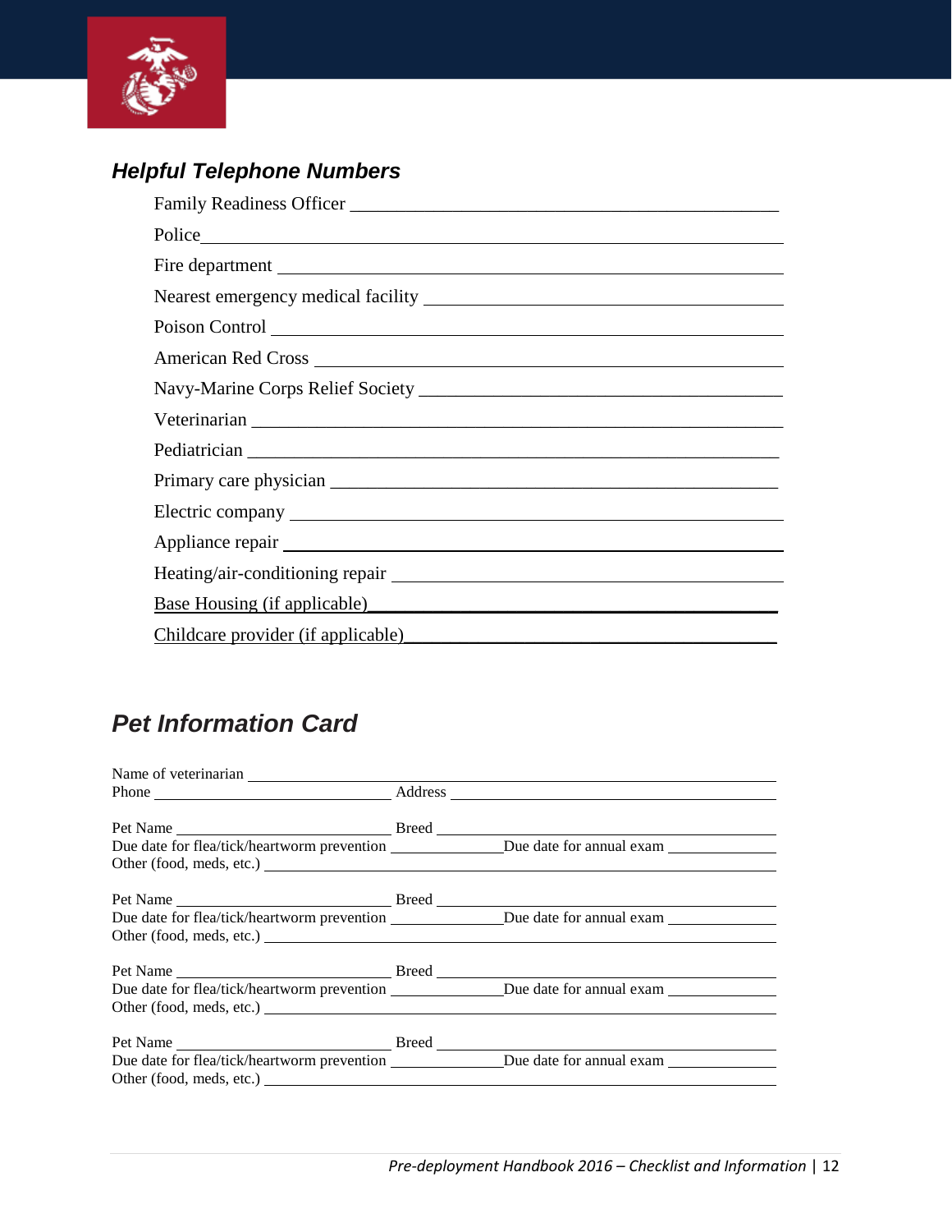### *Helpful Telephone Numbers*

Family Readiness Officer ___________________________________________

Police___________________________________________

Fire department ___________________________________________

Nearest emergency medical facility ___________________________________________

Poison Control ___________________________________________

American Red Cross ___________________________________________

Navy-Marine Corps Relief Society ___________________________________________

Veterinarian ___________________________________________

Pediatrician ___________________________________________

Primary care physician ___________________________________________

Electric company ___________________________________________

Appliance repair ___________________________________________

Heating/air-conditioning repair ___________________________________________

Base Housing (if applicable)___________________________________________

Childcare provider (if applicable)___________________________________________

## *Pet Information Card*

Name of veterinarian ___________________________________________

Phone ______________________ Address ______________________

Pet Name ______________________ Breed ______________________

Due date for flea/tick/heartworm prevention ______________ Due date for annual exam ______________

Other (food, meds, etc.) ___________________________________________

Pet Name ______________________ Breed ______________________

Due date for flea/tick/heartworm prevention ______________ Due date for annual exam ______________

Other (food, meds, etc.) ___________________________________________

Pet Name ______________________ Breed ______________________

Due date for flea/tick/heartworm prevention ______________ Due date for annual exam ______________

Other (food, meds, etc.) ___________________________________________

Pet Name ______________________ Breed ______________________

Due date for flea/tick/heartworm prevention ______________ Due date for annual exam ______________

Other (food, meds, etc.) ___________________________________________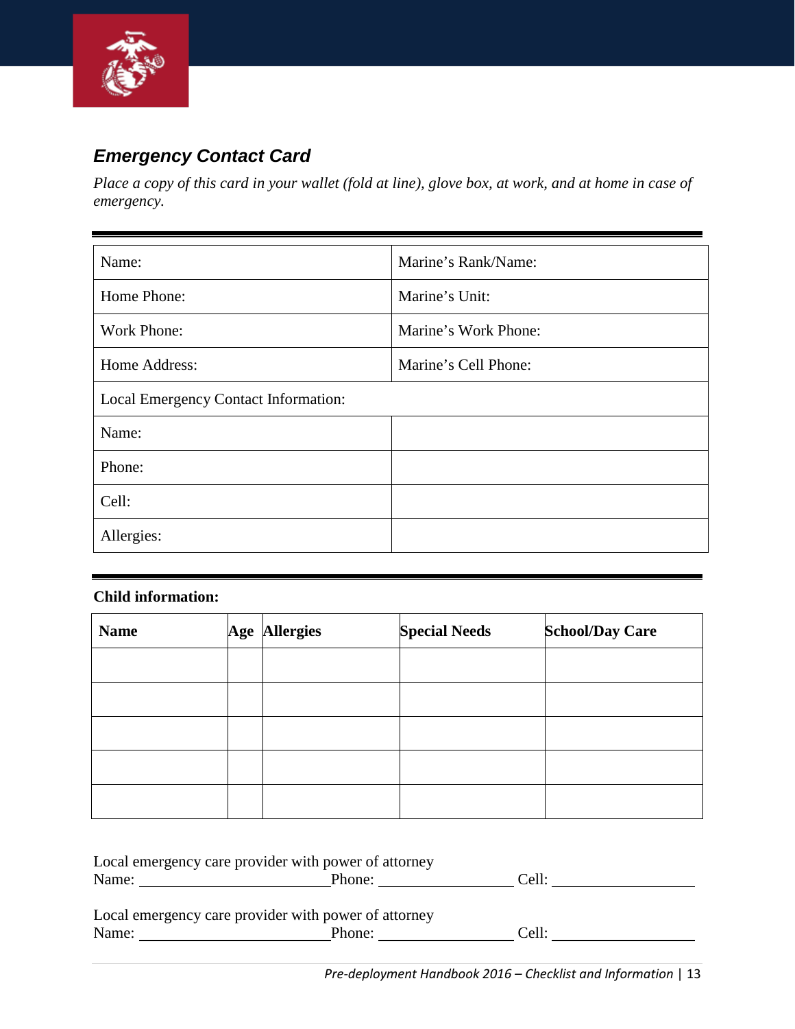## *Emergency Contact Card*

*Place a copy of this card in your wallet (fold at line), glove box, at work, and at home in case of emergency.*

| | |
|---|---|
| Name: | Marine's Rank/Name: |
| Home Phone: | Marine's Unit: |
| Work Phone: | Marine's Work Phone: |
| Home Address: | Marine's Cell Phone: |
| Local Emergency Contact Information: | |
| Name: | |
| Phone: | |
| Cell: | |
| Allergies: | |

**Child information:**

| **Name** | **Age** | **Allergies** | **Special Needs** | **School/Day Care** |
|---|---|---|---|---|
| | | | | |
| | | | | |
| | | | | |
| | | | | |
| | | | | |

Local emergency care provider with power of attorney
Name: ______________________ Phone: ________________ Cell: ________________

Local emergency care provider with power of attorney
Name: ______________________ Phone: ________________ Cell: ________________